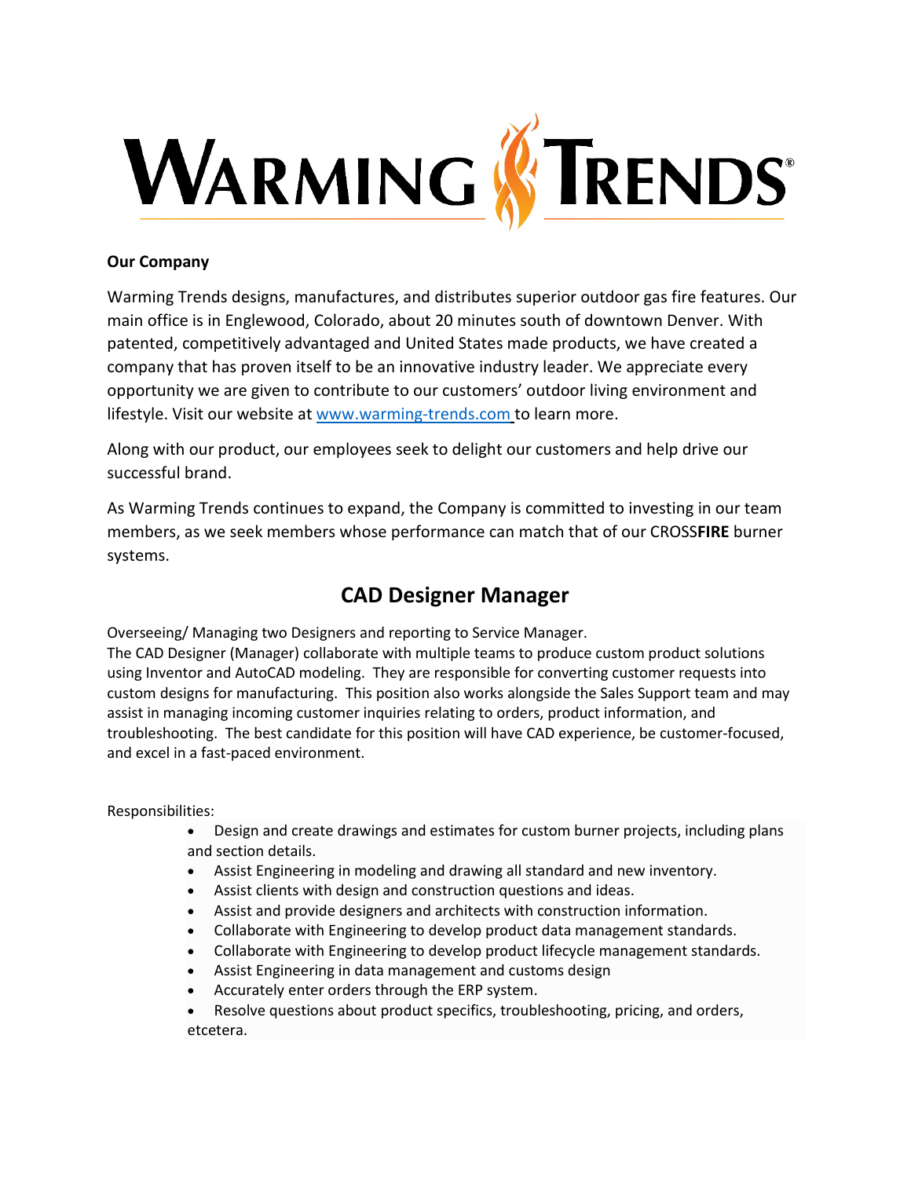# WARMING TRENDS®

**Our Company**

Warming Trends designs, manufactures, and distributes superior outdoor gas fire features. Our main office is in Englewood, Colorado, about 20 minutes south of downtown Denver. With patented, competitively advantaged and United States made products, we have created a company that has proven itself to be an innovative industry leader. We appreciate every opportunity we are given to contribute to our customers' outdoor living environment and lifestyle. Visit our website at www.warming-trends.com to learn more.

Along with our product, our employees seek to delight our customers and help drive our successful brand.

As Warming Trends continues to expand, the Company is committed to investing in our team members, as we seek members whose performance can match that of our CROSS**FIRE** burner systems.

## CAD Designer Manager

Overseeing/ Managing two Designers and reporting to Service Manager.
The CAD Designer (Manager) collaborate with multiple teams to produce custom product solutions using Inventor and AutoCAD modeling. They are responsible for converting customer requests into custom designs for manufacturing. This position also works alongside the Sales Support team and may assist in managing incoming customer inquiries relating to orders, product information, and troubleshooting. The best candidate for this position will have CAD experience, be customer-focused, and excel in a fast-paced environment.

Responsibilities:

- Design and create drawings and estimates for custom burner projects, including plans and section details.
- Assist Engineering in modeling and drawing all standard and new inventory.
- Assist clients with design and construction questions and ideas.
- Assist and provide designers and architects with construction information.
- Collaborate with Engineering to develop product data management standards.
- Collaborate with Engineering to develop product lifecycle management standards.
- Assist Engineering in data management and customs design
- Accurately enter orders through the ERP system.
- Resolve questions about product specifics, troubleshooting, pricing, and orders, etcetera.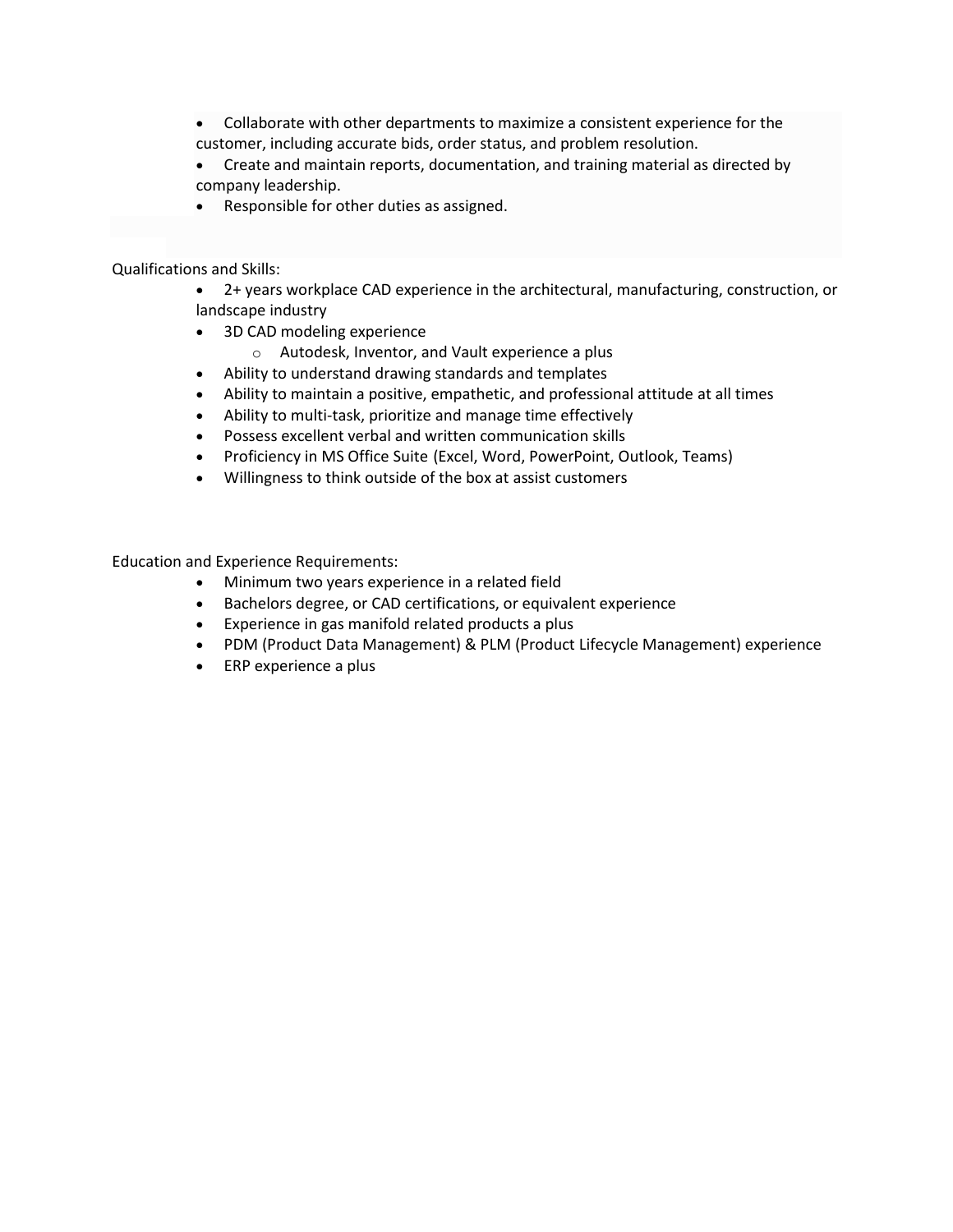- Collaborate with other departments to maximize a consistent experience for the customer, including accurate bids, order status, and problem resolution.
- Create and maintain reports, documentation, and training material as directed by company leadership.
- Responsible for other duties as assigned.

Qualifications and Skills:

- 2+ years workplace CAD experience in the architectural, manufacturing, construction, or landscape industry
- 3D CAD modeling experience
  - Autodesk, Inventor, and Vault experience a plus
- Ability to understand drawing standards and templates
- Ability to maintain a positive, empathetic, and professional attitude at all times
- Ability to multi-task, prioritize and manage time effectively
- Possess excellent verbal and written communication skills
- Proficiency in MS Office Suite (Excel, Word, PowerPoint, Outlook, Teams)
- Willingness to think outside of the box at assist customers

Education and Experience Requirements:

- Minimum two years experience in a related field
- Bachelors degree, or CAD certifications, or equivalent experience
- Experience in gas manifold related products a plus
- PDM (Product Data Management) & PLM (Product Lifecycle Management) experience
- ERP experience a plus